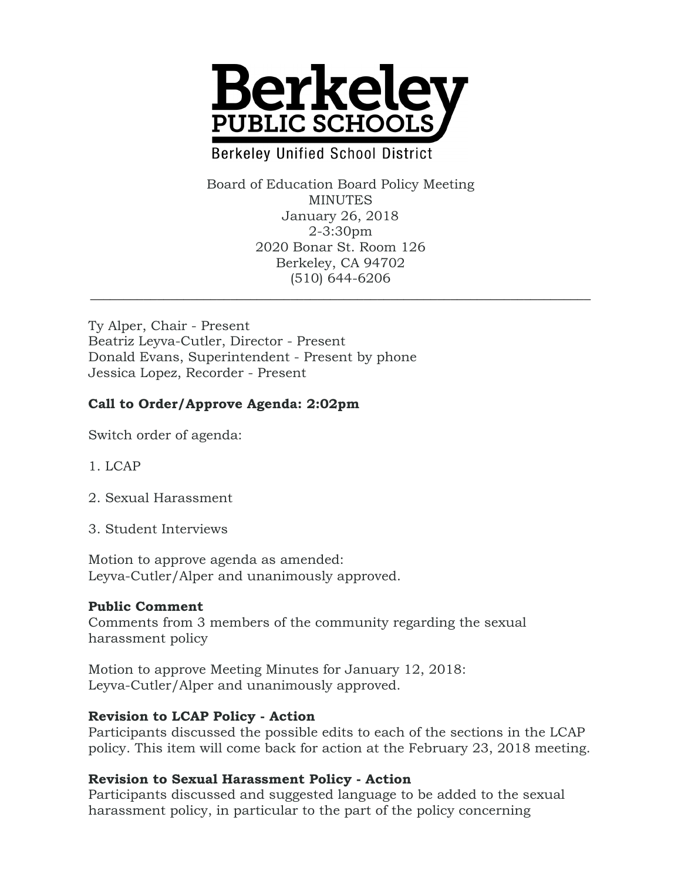# Berkeley PUBLIC SCHOOLS

Berkeley Unified School District

Board of Education Board Policy Meeting
MINUTES
January 26, 2018
2-3:30pm
2020 Bonar St. Room 126
Berkeley, CA 94702
(510) 644-6206

---

Ty Alper, Chair - Present
Beatriz Leyva-Cutler, Director - Present
Donald Evans, Superintendent - Present by phone
Jessica Lopez, Recorder - Present

**Call to Order/Approve Agenda: 2:02pm**

Switch order of agenda:

1. LCAP

2. Sexual Harassment

3. Student Interviews

Motion to approve agenda as amended:
Leyva-Cutler/Alper and unanimously approved.

**Public Comment**
Comments from 3 members of the community regarding the sexual harassment policy

Motion to approve Meeting Minutes for January 12, 2018:
Leyva-Cutler/Alper and unanimously approved.

**Revision to LCAP Policy - Action**
Participants discussed the possible edits to each of the sections in the LCAP policy. This item will come back for action at the February 23, 2018 meeting.

**Revision to Sexual Harassment Policy - Action**
Participants discussed and suggested language to be added to the sexual harassment policy, in particular to the part of the policy concerning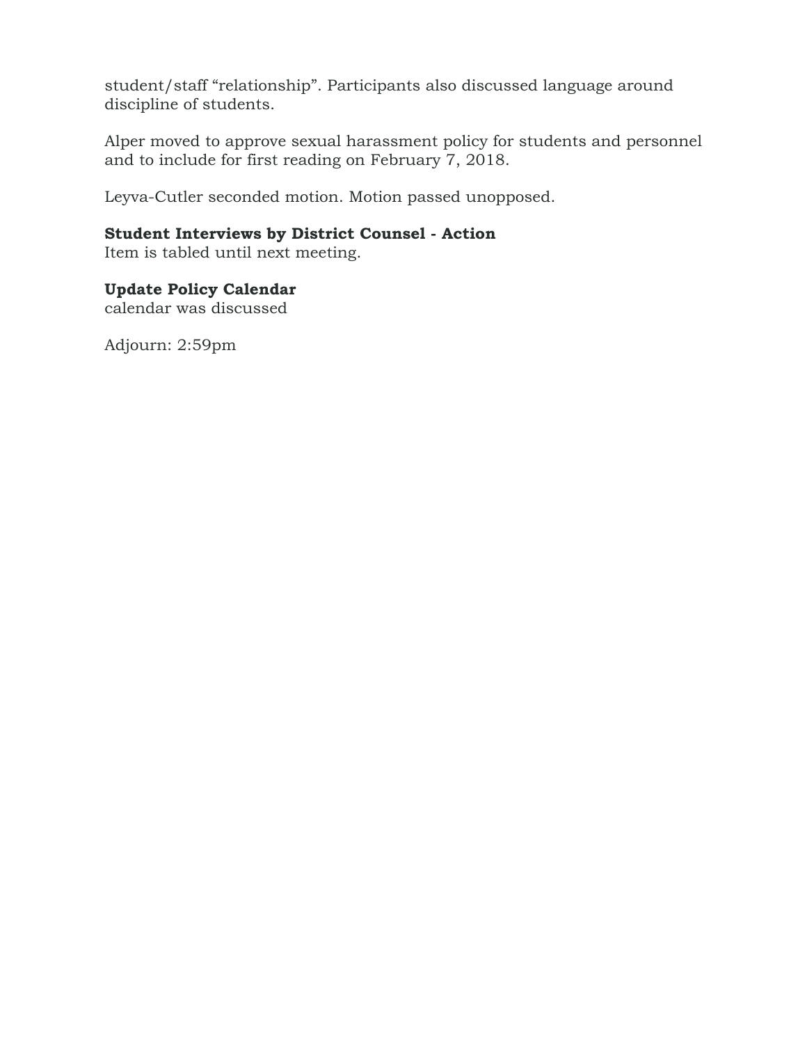student/staff “relationship”. Participants also discussed language around discipline of students.

Alper moved to approve sexual harassment policy for students and personnel and to include for first reading on February 7, 2018.

Leyva-Cutler seconded motion. Motion passed unopposed.

**Student Interviews by District Counsel - Action**
Item is tabled until next meeting.

**Update Policy Calendar**
calendar was discussed

Adjourn: 2:59pm